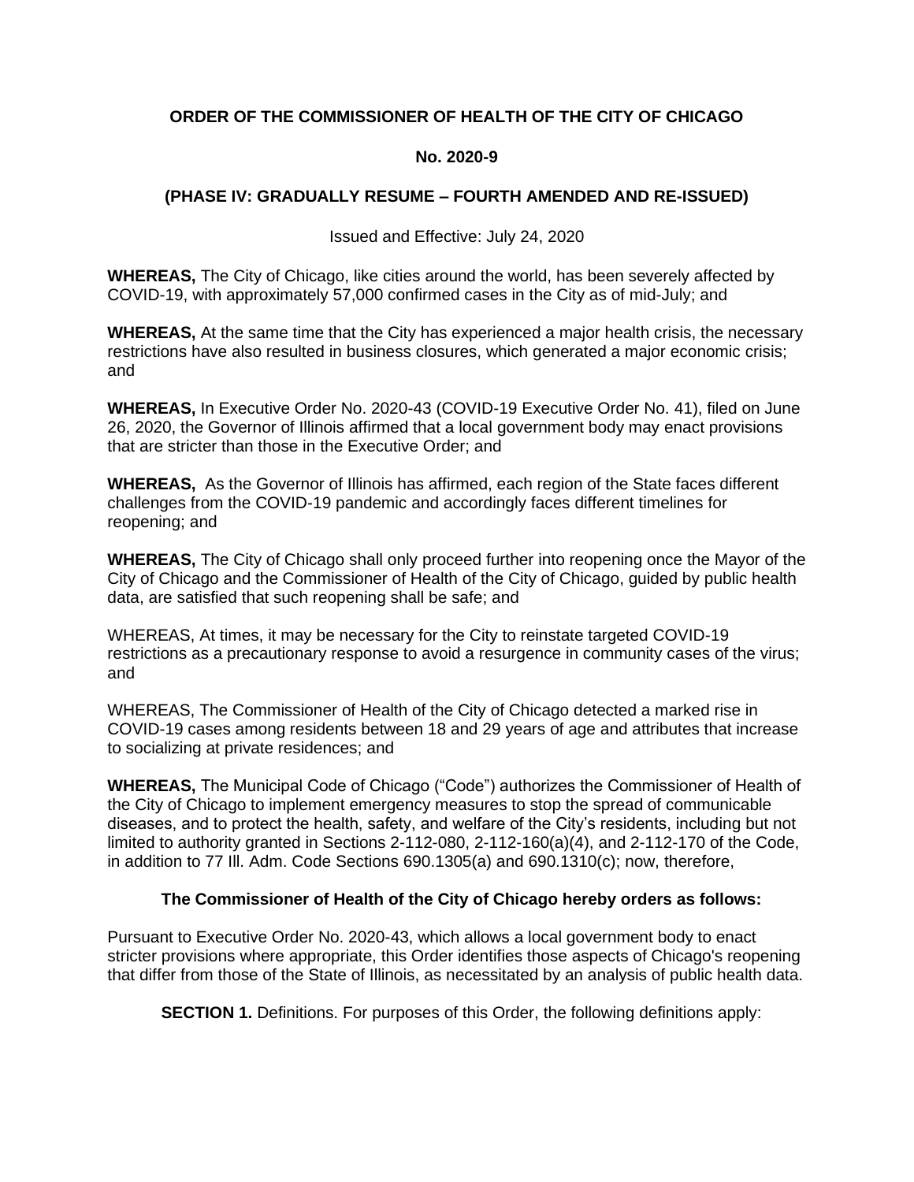**ORDER OF THE COMMISSIONER OF HEALTH OF THE CITY OF CHICAGO**

**No. 2020-9**

**(PHASE IV: GRADUALLY RESUME – FOURTH AMENDED AND RE-ISSUED)**

Issued and Effective: July 24, 2020

**WHEREAS,** The City of Chicago, like cities around the world, has been severely affected by COVID-19, with approximately 57,000 confirmed cases in the City as of mid-July; and

**WHEREAS,** At the same time that the City has experienced a major health crisis, the necessary restrictions have also resulted in business closures, which generated a major economic crisis; and

**WHEREAS,** In Executive Order No. 2020-43 (COVID-19 Executive Order No. 41), filed on June 26, 2020, the Governor of Illinois affirmed that a local government body may enact provisions that are stricter than those in the Executive Order; and

**WHEREAS,** As the Governor of Illinois has affirmed, each region of the State faces different challenges from the COVID-19 pandemic and accordingly faces different timelines for reopening; and

**WHEREAS,** The City of Chicago shall only proceed further into reopening once the Mayor of the City of Chicago and the Commissioner of Health of the City of Chicago, guided by public health data, are satisfied that such reopening shall be safe; and

WHEREAS, At times, it may be necessary for the City to reinstate targeted COVID-19 restrictions as a precautionary response to avoid a resurgence in community cases of the virus; and

WHEREAS, The Commissioner of Health of the City of Chicago detected a marked rise in COVID-19 cases among residents between 18 and 29 years of age and attributes that increase to socializing at private residences; and

**WHEREAS,** The Municipal Code of Chicago ("Code") authorizes the Commissioner of Health of the City of Chicago to implement emergency measures to stop the spread of communicable diseases, and to protect the health, safety, and welfare of the City's residents, including but not limited to authority granted in Sections 2-112-080, 2-112-160(a)(4), and 2-112-170 of the Code, in addition to 77 Ill. Adm. Code Sections 690.1305(a) and 690.1310(c); now, therefore,

**The Commissioner of Health of the City of Chicago hereby orders as follows:**

Pursuant to Executive Order No. 2020-43, which allows a local government body to enact stricter provisions where appropriate, this Order identifies those aspects of Chicago's reopening that differ from those of the State of Illinois, as necessitated by an analysis of public health data.

**SECTION 1.** Definitions. For purposes of this Order, the following definitions apply: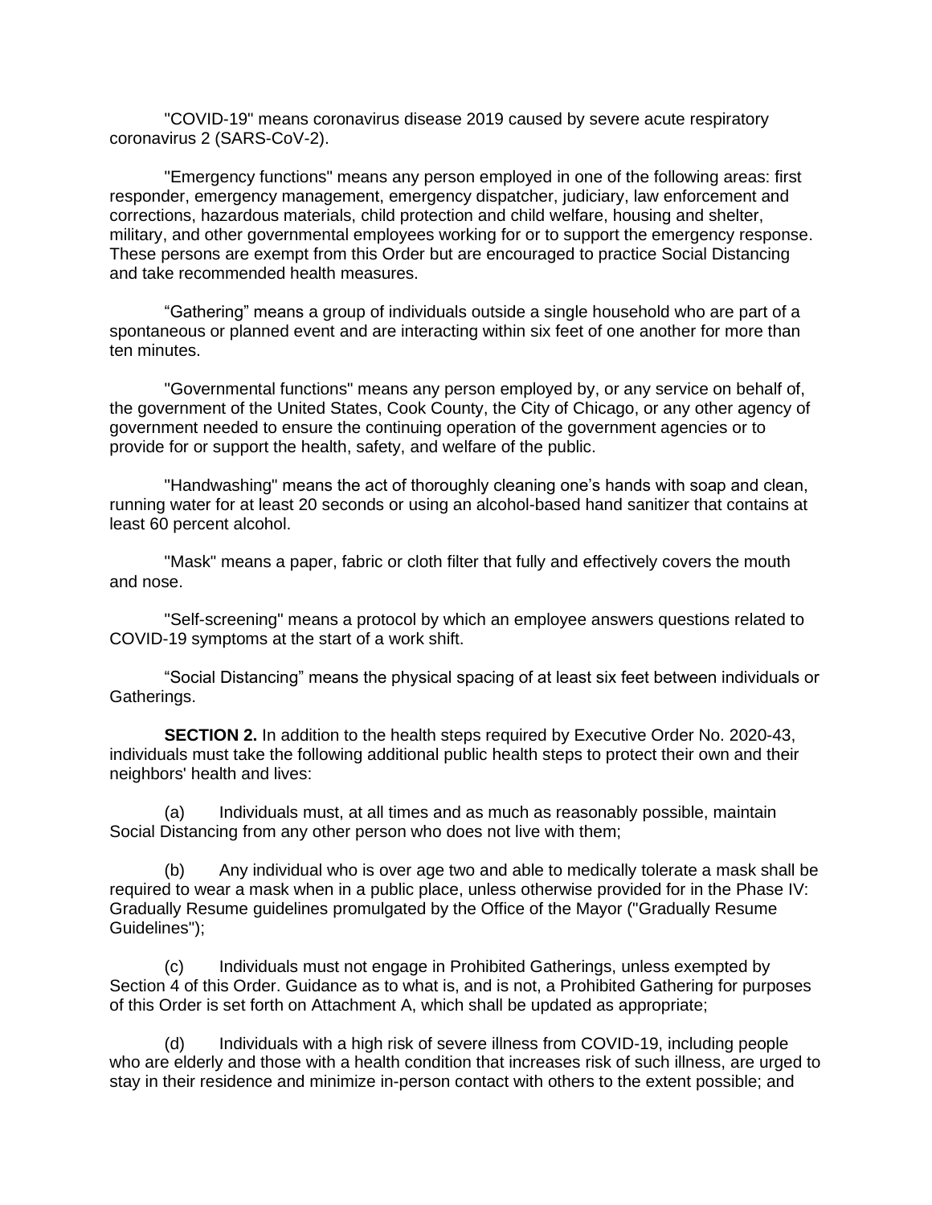"COVID-19" means coronavirus disease 2019 caused by severe acute respiratory coronavirus 2 (SARS-CoV-2).

"Emergency functions" means any person employed in one of the following areas: first responder, emergency management, emergency dispatcher, judiciary, law enforcement and corrections, hazardous materials, child protection and child welfare, housing and shelter, military, and other governmental employees working for or to support the emergency response. These persons are exempt from this Order but are encouraged to practice Social Distancing and take recommended health measures.

"Gathering" means a group of individuals outside a single household who are part of a spontaneous or planned event and are interacting within six feet of one another for more than ten minutes.

"Governmental functions" means any person employed by, or any service on behalf of, the government of the United States, Cook County, the City of Chicago, or any other agency of government needed to ensure the continuing operation of the government agencies or to provide for or support the health, safety, and welfare of the public.

"Handwashing" means the act of thoroughly cleaning one's hands with soap and clean, running water for at least 20 seconds or using an alcohol-based hand sanitizer that contains at least 60 percent alcohol.

"Mask" means a paper, fabric or cloth filter that fully and effectively covers the mouth and nose.

"Self-screening" means a protocol by which an employee answers questions related to COVID-19 symptoms at the start of a work shift.

"Social Distancing" means the physical spacing of at least six feet between individuals or Gatherings.

**SECTION 2.** In addition to the health steps required by Executive Order No. 2020-43, individuals must take the following additional public health steps to protect their own and their neighbors' health and lives:

(a) Individuals must, at all times and as much as reasonably possible, maintain Social Distancing from any other person who does not live with them;

(b) Any individual who is over age two and able to medically tolerate a mask shall be required to wear a mask when in a public place, unless otherwise provided for in the Phase IV: Gradually Resume guidelines promulgated by the Office of the Mayor ("Gradually Resume Guidelines");

(c) Individuals must not engage in Prohibited Gatherings, unless exempted by Section 4 of this Order. Guidance as to what is, and is not, a Prohibited Gathering for purposes of this Order is set forth on Attachment A, which shall be updated as appropriate;

(d) Individuals with a high risk of severe illness from COVID-19, including people who are elderly and those with a health condition that increases risk of such illness, are urged to stay in their residence and minimize in-person contact with others to the extent possible; and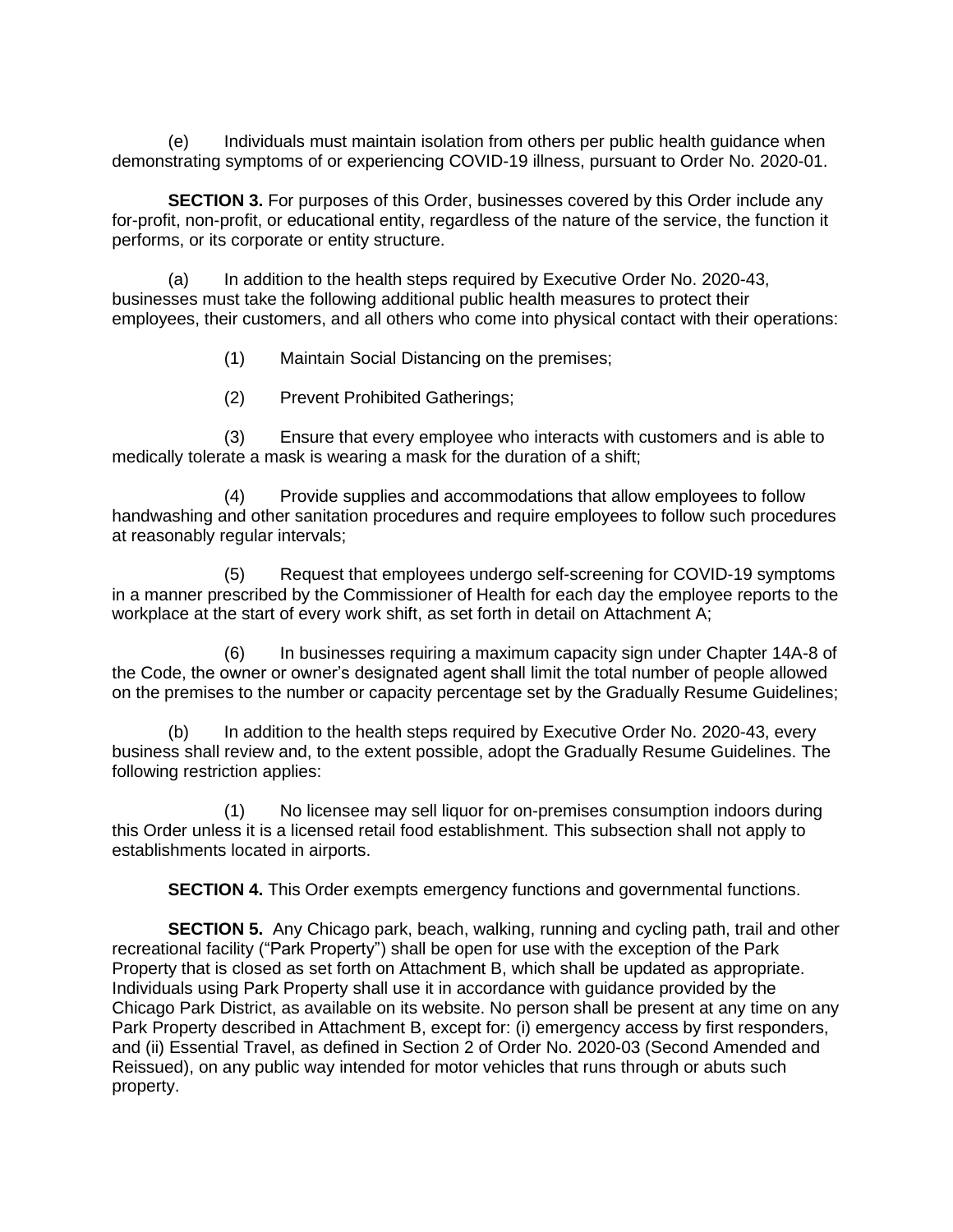(e) Individuals must maintain isolation from others per public health guidance when demonstrating symptoms of or experiencing COVID-19 illness, pursuant to Order No. 2020-01.

**SECTION 3.** For purposes of this Order, businesses covered by this Order include any for-profit, non-profit, or educational entity, regardless of the nature of the service, the function it performs, or its corporate or entity structure.

(a) In addition to the health steps required by Executive Order No. 2020-43, businesses must take the following additional public health measures to protect their employees, their customers, and all others who come into physical contact with their operations:

(1) Maintain Social Distancing on the premises;

(2) Prevent Prohibited Gatherings;

(3) Ensure that every employee who interacts with customers and is able to medically tolerate a mask is wearing a mask for the duration of a shift;

(4) Provide supplies and accommodations that allow employees to follow handwashing and other sanitation procedures and require employees to follow such procedures at reasonably regular intervals;

(5) Request that employees undergo self-screening for COVID-19 symptoms in a manner prescribed by the Commissioner of Health for each day the employee reports to the workplace at the start of every work shift, as set forth in detail on Attachment A;

(6) In businesses requiring a maximum capacity sign under Chapter 14A-8 of the Code, the owner or owner's designated agent shall limit the total number of people allowed on the premises to the number or capacity percentage set by the Gradually Resume Guidelines;

(b) In addition to the health steps required by Executive Order No. 2020-43, every business shall review and, to the extent possible, adopt the Gradually Resume Guidelines. The following restriction applies:

(1) No licensee may sell liquor for on-premises consumption indoors during this Order unless it is a licensed retail food establishment. This subsection shall not apply to establishments located in airports.

**SECTION 4.** This Order exempts emergency functions and governmental functions.

**SECTION 5.** Any Chicago park, beach, walking, running and cycling path, trail and other recreational facility ("Park Property") shall be open for use with the exception of the Park Property that is closed as set forth on Attachment B, which shall be updated as appropriate. Individuals using Park Property shall use it in accordance with guidance provided by the Chicago Park District, as available on its website. No person shall be present at any time on any Park Property described in Attachment B, except for: (i) emergency access by first responders, and (ii) Essential Travel, as defined in Section 2 of Order No. 2020-03 (Second Amended and Reissued), on any public way intended for motor vehicles that runs through or abuts such property.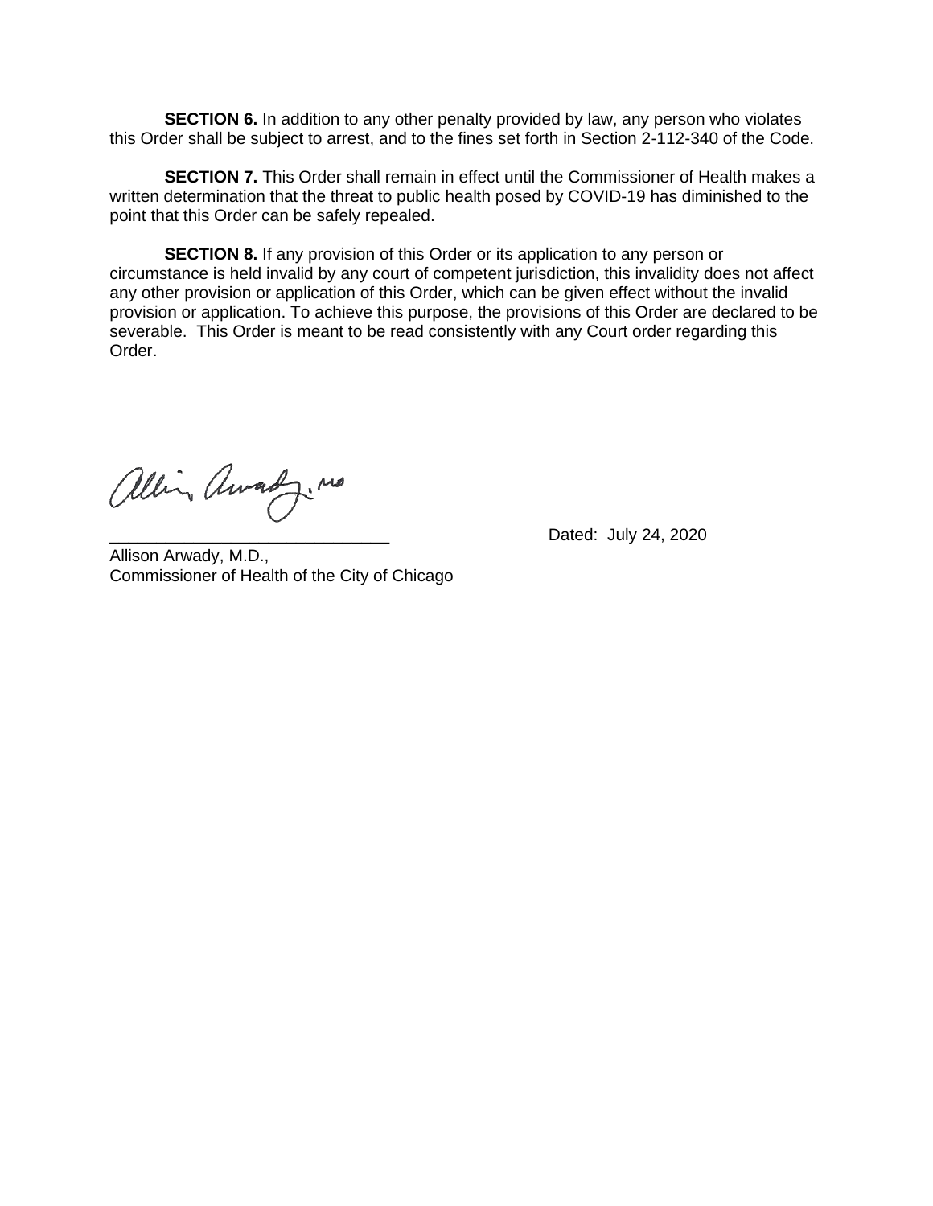**SECTION 6.** In addition to any other penalty provided by law, any person who violates this Order shall be subject to arrest, and to the fines set forth in Section 2-112-340 of the Code.

**SECTION 7.** This Order shall remain in effect until the Commissioner of Health makes a written determination that the threat to public health posed by COVID-19 has diminished to the point that this Order can be safely repealed.

**SECTION 8.** If any provision of this Order or its application to any person or circumstance is held invalid by any court of competent jurisdiction, this invalidity does not affect any other provision or application of this Order, which can be given effect without the invalid provision or application. To achieve this purpose, the provisions of this Order are declared to be severable. This Order is meant to be read consistently with any Court order regarding this Order.

\_\_\_\_\_\_\_\_\_\_\_\_\_\_\_\_\_\_\_\_\_\_\_\_\_\_\_\_\_\_ Dated: July 24, 2020

Allison Arwady, M.D.,
Commissioner of Health of the City of Chicago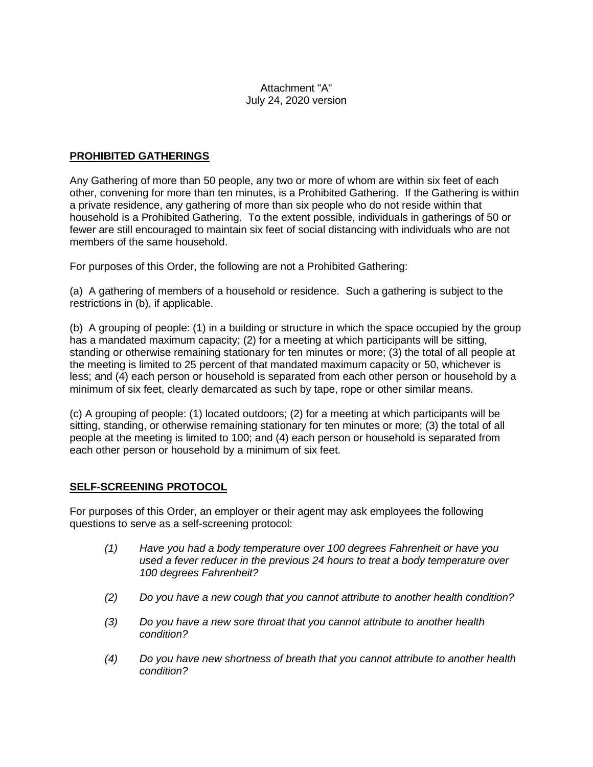Attachment "A"
July 24, 2020 version

## PROHIBITED GATHERINGS

Any Gathering of more than 50 people, any two or more of whom are within six feet of each other, convening for more than ten minutes, is a Prohibited Gathering. If the Gathering is within a private residence, any gathering of more than six people who do not reside within that household is a Prohibited Gathering. To the extent possible, individuals in gatherings of 50 or fewer are still encouraged to maintain six feet of social distancing with individuals who are not members of the same household.

For purposes of this Order, the following are not a Prohibited Gathering:

(a) A gathering of members of a household or residence. Such a gathering is subject to the restrictions in (b), if applicable.

(b) A grouping of people: (1) in a building or structure in which the space occupied by the group has a mandated maximum capacity; (2) for a meeting at which participants will be sitting, standing or otherwise remaining stationary for ten minutes or more; (3) the total of all people at the meeting is limited to 25 percent of that mandated maximum capacity or 50, whichever is less; and (4) each person or household is separated from each other person or household by a minimum of six feet, clearly demarcated as such by tape, rope or other similar means.

(c) A grouping of people: (1) located outdoors; (2) for a meeting at which participants will be sitting, standing, or otherwise remaining stationary for ten minutes or more; (3) the total of all people at the meeting is limited to 100; and (4) each person or household is separated from each other person or household by a minimum of six feet.

## SELF-SCREENING PROTOCOL

For purposes of this Order, an employer or their agent may ask employees the following questions to serve as a self-screening protocol:

*(1) Have you had a body temperature over 100 degrees Fahrenheit or have you used a fever reducer in the previous 24 hours to treat a body temperature over 100 degrees Fahrenheit?*

*(2) Do you have a new cough that you cannot attribute to another health condition?*

*(3) Do you have a new sore throat that you cannot attribute to another health condition?*

*(4) Do you have new shortness of breath that you cannot attribute to another health condition?*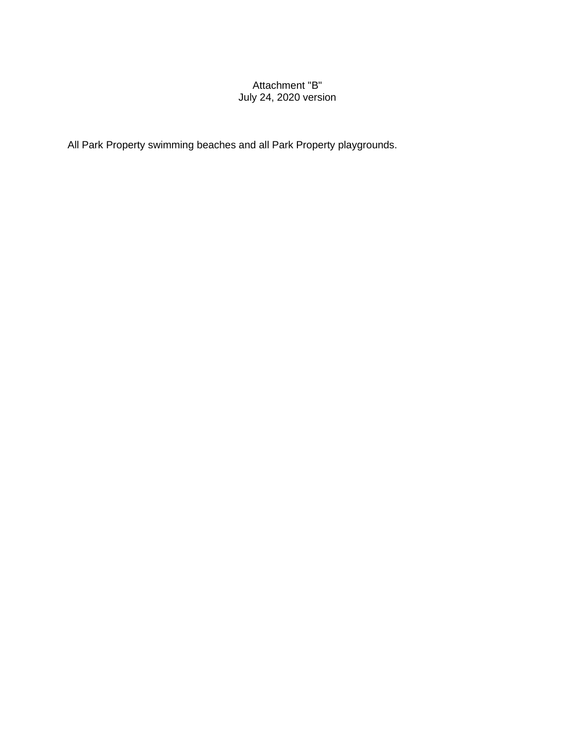Attachment "B"
July 24, 2020 version

All Park Property swimming beaches and all Park Property playgrounds.